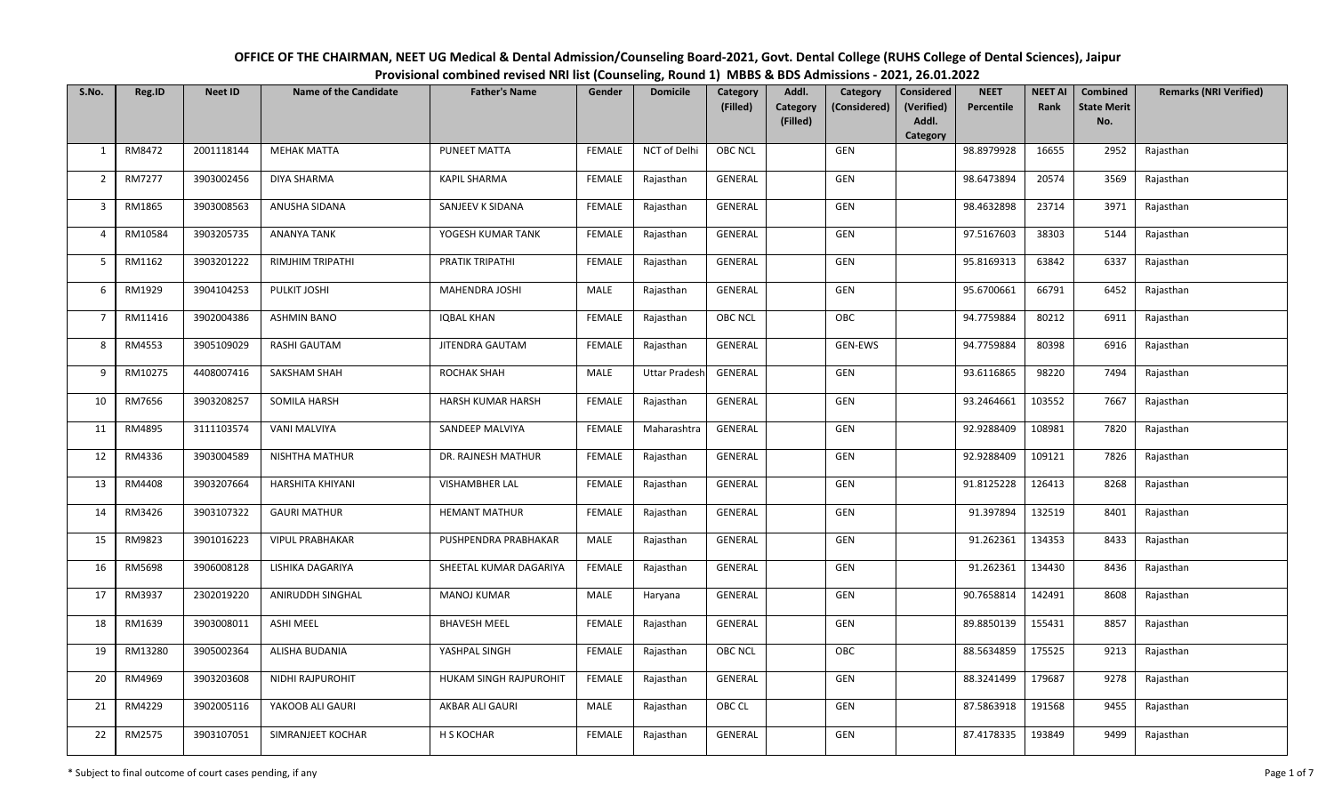# OFFICE OF THE CHAIRMAN, NEET UG Medical & Dental Admission/Counseling Board-2021, Govt. Dental College (RUHS College of Dental Sciences), Jaipur

## Provisional combined revised NRI list (Counseling, Round 1) MBBS & BDS Admissions - 2021, 26.01.2022

| S.No. | Reg.ID | Neet ID | Name of the Candidate | Father's Name | Gender | Domicile | Category (Filled) | Addl. Category (Filled) | Category (Considered) | Considered (Verified) Addl. Category | NEET Percentile | NEET AI Rank | Combined State Merit No. | Remarks (NRI Verified) |
|---|---|---|---|---|---|---|---|---|---|---|---|---|---|---|
| 1 | RM8472 | 2001118144 | MEHAK MATTA | PUNEET MATTA | FEMALE | NCT of Delhi | OBC NCL | | GEN | | 98.8979928 | 16655 | 2952 | Rajasthan |
| 2 | RM7277 | 3903002456 | DIYA SHARMA | KAPIL SHARMA | FEMALE | Rajasthan | GENERAL | | GEN | | 98.6473894 | 20574 | 3569 | Rajasthan |
| 3 | RM1865 | 3903008563 | ANUSHA SIDANA | SANJEEV K SIDANA | FEMALE | Rajasthan | GENERAL | | GEN | | 98.4632898 | 23714 | 3971 | Rajasthan |
| 4 | RM10584 | 3903205735 | ANANYA TANK | YOGESH KUMAR TANK | FEMALE | Rajasthan | GENERAL | | GEN | | 97.5167603 | 38303 | 5144 | Rajasthan |
| 5 | RM1162 | 3903201222 | RIMJHIM TRIPATHI | PRATIK TRIPATHI | FEMALE | Rajasthan | GENERAL | | GEN | | 95.8169313 | 63842 | 6337 | Rajasthan |
| 6 | RM1929 | 3904104253 | PULKIT JOSHI | MAHENDRA JOSHI | MALE | Rajasthan | GENERAL | | GEN | | 95.6700661 | 66791 | 6452 | Rajasthan |
| 7 | RM11416 | 3902004386 | ASHMIN BANO | IQBAL KHAN | FEMALE | Rajasthan | OBC NCL | | OBC | | 94.7759884 | 80212 | 6911 | Rajasthan |
| 8 | RM4553 | 3905109029 | RASHI GAUTAM | JITENDRA GAUTAM | FEMALE | Rajasthan | GENERAL | | GEN-EWS | | 94.7759884 | 80398 | 6916 | Rajasthan |
| 9 | RM10275 | 4408007416 | SAKSHAM SHAH | ROCHAK SHAH | MALE | Uttar Pradesh | GENERAL | | GEN | | 93.6116865 | 98220 | 7494 | Rajasthan |
| 10 | RM7656 | 3903208257 | SOMILA HARSH | HARSH KUMAR HARSH | FEMALE | Rajasthan | GENERAL | | GEN | | 93.2464661 | 103552 | 7667 | Rajasthan |
| 11 | RM4895 | 3111103574 | VANI MALVIYA | SANDEEP MALVIYA | FEMALE | Maharashtra | GENERAL | | GEN | | 92.9288409 | 108981 | 7820 | Rajasthan |
| 12 | RM4336 | 3903004589 | NISHTHA MATHUR | DR. RAJNESH MATHUR | FEMALE | Rajasthan | GENERAL | | GEN | | 92.9288409 | 109121 | 7826 | Rajasthan |
| 13 | RM4408 | 3903207664 | HARSHITA KHIYANI | VISHAMBHER LAL | FEMALE | Rajasthan | GENERAL | | GEN | | 91.8125228 | 126413 | 8268 | Rajasthan |
| 14 | RM3426 | 3903107322 | GAURI MATHUR | HEMANT MATHUR | FEMALE | Rajasthan | GENERAL | | GEN | | 91.397894 | 132519 | 8401 | Rajasthan |
| 15 | RM9823 | 3901016223 | VIPUL PRABHAKAR | PUSHPENDRA PRABHAKAR | MALE | Rajasthan | GENERAL | | GEN | | 91.262361 | 134353 | 8433 | Rajasthan |
| 16 | RM5698 | 3906008128 | LISHIKA DAGARIYA | SHEETAL KUMAR DAGARIYA | FEMALE | Rajasthan | GENERAL | | GEN | | 91.262361 | 134430 | 8436 | Rajasthan |
| 17 | RM3937 | 2302019220 | ANIRUDDH SINGHAL | MANOJ KUMAR | MALE | Haryana | GENERAL | | GEN | | 90.7658814 | 142491 | 8608 | Rajasthan |
| 18 | RM1639 | 3903008011 | ASHI MEEL | BHAVESH MEEL | FEMALE | Rajasthan | GENERAL | | GEN | | 89.8850139 | 155431 | 8857 | Rajasthan |
| 19 | RM13280 | 3905002364 | ALISHA BUDANIA | YASHPAL SINGH | FEMALE | Rajasthan | OBC NCL | | OBC | | 88.5634859 | 175525 | 9213 | Rajasthan |
| 20 | RM4969 | 3903203608 | NIDHI RAJPUROHIT | HUKAM SINGH RAJPUROHIT | FEMALE | Rajasthan | GENERAL | | GEN | | 88.3241499 | 179687 | 9278 | Rajasthan |
| 21 | RM4229 | 3902005116 | YAKOOB ALI GAURI | AKBAR ALI GAURI | MALE | Rajasthan | OBC CL | | GEN | | 87.5863918 | 191568 | 9455 | Rajasthan |
| 22 | RM2575 | 3903107051 | SIMRANJEET KOCHAR | H S KOCHAR | FEMALE | Rajasthan | GENERAL | | GEN | | 87.4178335 | 193849 | 9499 | Rajasthan |

\* Subject to final outcome of court cases pending, if any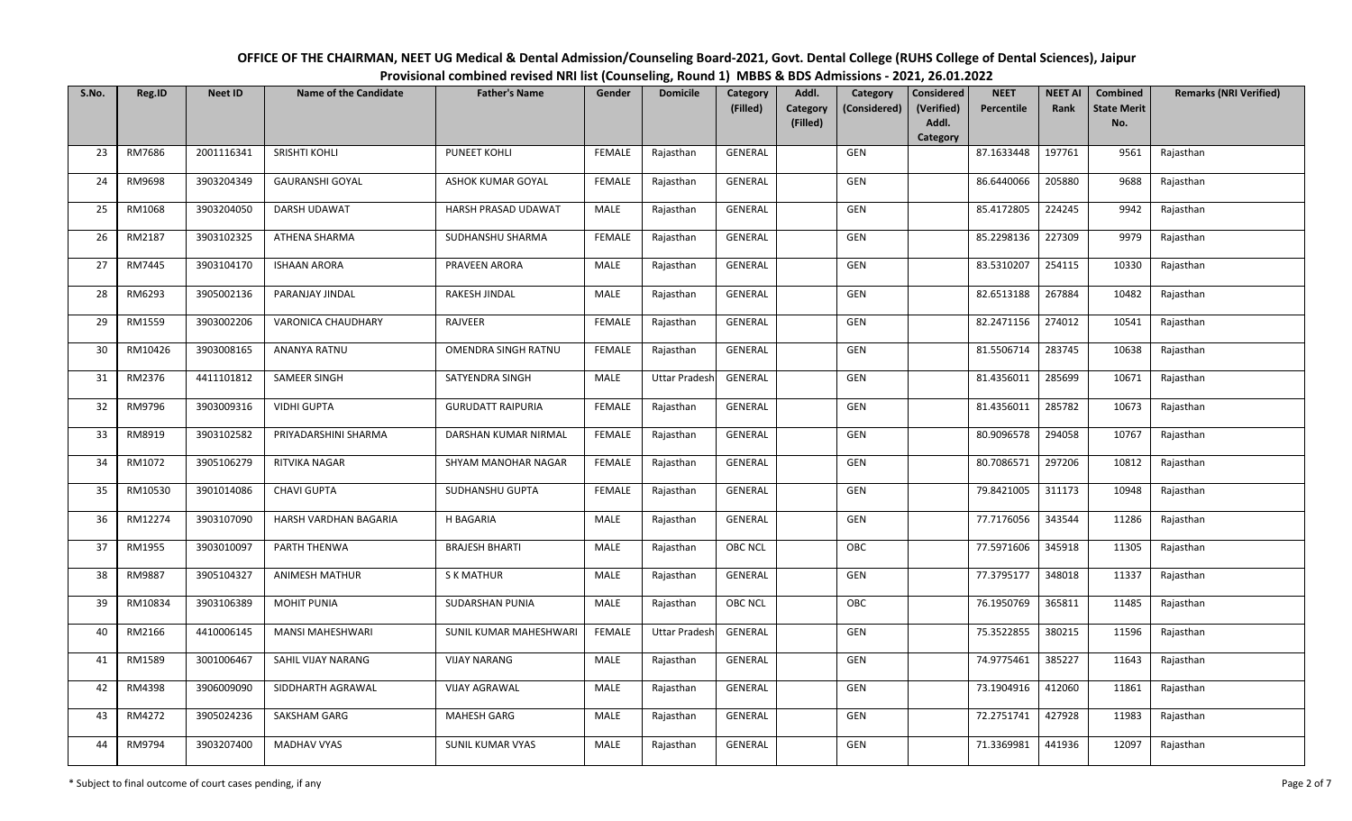# OFFICE OF THE CHAIRMAN, NEET UG Medical & Dental Admission/Counseling Board-2021, Govt. Dental College (RUHS College of Dental Sciences), Jaipur

## Provisional combined revised NRI list (Counseling, Round 1) MBBS & BDS Admissions - 2021, 26.01.2022

| S.No. | Reg.ID | Neet ID | Name of the Candidate | Father's Name | Gender | Domicile | Category (Filled) | Addl. Category (Filled) | Category (Considered) | Considered (Verified) Addl. Category | NEET Percentile | NEET AI Rank | Combined State Merit No. | Remarks (NRI Verified) |
|---|---|---|---|---|---|---|---|---|---|---|---|---|---|---|
| 23 | RM7686 | 2001116341 | SRISHTI KOHLI | PUNEET KOHLI | FEMALE | Rajasthan | GENERAL | | GEN | | 87.1633448 | 197761 | 9561 | Rajasthan |
| 24 | RM9698 | 3903204349 | GAURANSHI GOYAL | ASHOK KUMAR GOYAL | FEMALE | Rajasthan | GENERAL | | GEN | | 86.6440066 | 205880 | 9688 | Rajasthan |
| 25 | RM1068 | 3903204050 | DARSH UDAWAT | HARSH PRASAD UDAWAT | MALE | Rajasthan | GENERAL | | GEN | | 85.4172805 | 224245 | 9942 | Rajasthan |
| 26 | RM2187 | 3903102325 | ATHENA SHARMA | SUDHANSHU SHARMA | FEMALE | Rajasthan | GENERAL | | GEN | | 85.2298136 | 227309 | 9979 | Rajasthan |
| 27 | RM7445 | 3903104170 | ISHAAN ARORA | PRAVEEN ARORA | MALE | Rajasthan | GENERAL | | GEN | | 83.5310207 | 254115 | 10330 | Rajasthan |
| 28 | RM6293 | 3905002136 | PARANJAY JINDAL | RAKESH JINDAL | MALE | Rajasthan | GENERAL | | GEN | | 82.6513188 | 267884 | 10482 | Rajasthan |
| 29 | RM1559 | 3903002206 | VARONICA CHAUDHARY | RAJVEER | FEMALE | Rajasthan | GENERAL | | GEN | | 82.2471156 | 274012 | 10541 | Rajasthan |
| 30 | RM10426 | 3903008165 | ANANYA RATNU | OMENDRA SINGH RATNU | FEMALE | Rajasthan | GENERAL | | GEN | | 81.5506714 | 283745 | 10638 | Rajasthan |
| 31 | RM2376 | 4411101812 | SAMEER SINGH | SATYENDRA SINGH | MALE | Uttar Pradesh | GENERAL | | GEN | | 81.4356011 | 285699 | 10671 | Rajasthan |
| 32 | RM9796 | 3903009316 | VIDHI GUPTA | GURUDATT RAIPURIA | FEMALE | Rajasthan | GENERAL | | GEN | | 81.4356011 | 285782 | 10673 | Rajasthan |
| 33 | RM8919 | 3903102582 | PRIYADARSHINI SHARMA | DARSHAN KUMAR NIRMAL | FEMALE | Rajasthan | GENERAL | | GEN | | 80.9096578 | 294058 | 10767 | Rajasthan |
| 34 | RM1072 | 3905106279 | RITVIKA NAGAR | SHYAM MANOHAR NAGAR | FEMALE | Rajasthan | GENERAL | | GEN | | 80.7086571 | 297206 | 10812 | Rajasthan |
| 35 | RM10530 | 3901014086 | CHAVI GUPTA | SUDHANSHU GUPTA | FEMALE | Rajasthan | GENERAL | | GEN | | 79.8421005 | 311173 | 10948 | Rajasthan |
| 36 | RM12274 | 3903107090 | HARSH VARDHAN BAGARIA | H BAGARIA | MALE | Rajasthan | GENERAL | | GEN | | 77.7176056 | 343544 | 11286 | Rajasthan |
| 37 | RM1955 | 3903010097 | PARTH THENWA | BRAJESH BHARTI | MALE | Rajasthan | OBC NCL | | OBC | | 77.5971606 | 345918 | 11305 | Rajasthan |
| 38 | RM9887 | 3905104327 | ANIMESH MATHUR | S K MATHUR | MALE | Rajasthan | GENERAL | | GEN | | 77.3795177 | 348018 | 11337 | Rajasthan |
| 39 | RM10834 | 3903106389 | MOHIT PUNIA | SUDARSHAN PUNIA | MALE | Rajasthan | OBC NCL | | OBC | | 76.1950769 | 365811 | 11485 | Rajasthan |
| 40 | RM2166 | 4410006145 | MANSI MAHESHWARI | SUNIL KUMAR MAHESHWARI | FEMALE | Uttar Pradesh | GENERAL | | GEN | | 75.3522855 | 380215 | 11596 | Rajasthan |
| 41 | RM1589 | 3001006467 | SAHIL VIJAY NARANG | VIJAY NARANG | MALE | Rajasthan | GENERAL | | GEN | | 74.9775461 | 385227 | 11643 | Rajasthan |
| 42 | RM4398 | 3906009090 | SIDDHARTH AGRAWAL | VIJAY AGRAWAL | MALE | Rajasthan | GENERAL | | GEN | | 73.1904916 | 412060 | 11861 | Rajasthan |
| 43 | RM4272 | 3905024236 | SAKSHAM GARG | MAHESH GARG | MALE | Rajasthan | GENERAL | | GEN | | 72.2751741 | 427928 | 11983 | Rajasthan |
| 44 | RM9794 | 3903207400 | MADHAV VYAS | SUNIL KUMAR VYAS | MALE | Rajasthan | GENERAL | | GEN | | 71.3369981 | 441936 | 12097 | Rajasthan |

\* Subject to final outcome of court cases pending, if any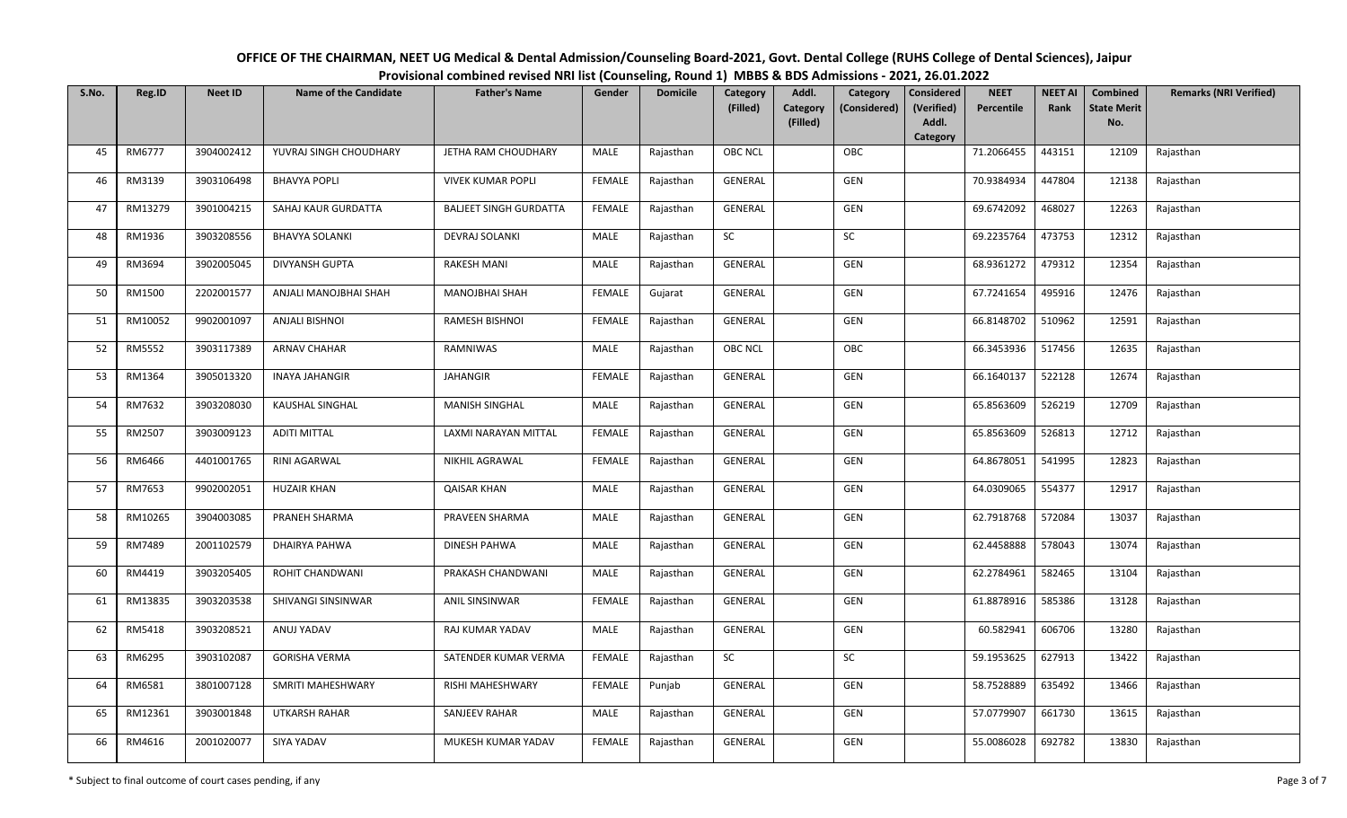**OFFICE OF THE CHAIRMAN, NEET UG Medical & Dental Admission/Counseling Board-2021, Govt. Dental College (RUHS College of Dental Sciences), Jaipur**
**Provisional combined revised NRI list (Counseling, Round 1) MBBS & BDS Admissions - 2021, 26.01.2022**

| S.No. | Reg.ID | Neet ID | Name of the Candidate | Father's Name | Gender | Domicile | Category (Filled) | Addl. Category (Filled) | Category (Considered) | Considered (Verified) Addl. Category | NEET Percentile | NEET AI Rank | Combined State Merit No. | Remarks (NRI Verified) |
|---|---|---|---|---|---|---|---|---|---|---|---|---|---|---|
| 45 | RM6777 | 3904002412 | YUVRAJ SINGH CHOUDHARY | JETHA RAM CHOUDHARY | MALE | Rajasthan | OBC NCL | | OBC | | 71.2066455 | 443151 | 12109 | Rajasthan |
| 46 | RM3139 | 3903106498 | BHAVYA POPLI | VIVEK KUMAR POPLI | FEMALE | Rajasthan | GENERAL | | GEN | | 70.9384934 | 447804 | 12138 | Rajasthan |
| 47 | RM13279 | 3901004215 | SAHAJ KAUR GURDATTA | BALJEET SINGH GURDATTA | FEMALE | Rajasthan | GENERAL | | GEN | | 69.6742092 | 468027 | 12263 | Rajasthan |
| 48 | RM1936 | 3903208556 | BHAVYA SOLANKI | DEVRAJ SOLANKI | MALE | Rajasthan | SC | | SC | | 69.2235764 | 473753 | 12312 | Rajasthan |
| 49 | RM3694 | 3902005045 | DIVYANSH GUPTA | RAKESH MANI | MALE | Rajasthan | GENERAL | | GEN | | 68.9361272 | 479312 | 12354 | Rajasthan |
| 50 | RM1500 | 2202001577 | ANJALI MANOJBHAI SHAH | MANOJBHAI SHAH | FEMALE | Gujarat | GENERAL | | GEN | | 67.7241654 | 495916 | 12476 | Rajasthan |
| 51 | RM10052 | 9902001097 | ANJALI BISHNOI | RAMESH BISHNOI | FEMALE | Rajasthan | GENERAL | | GEN | | 66.8148702 | 510962 | 12591 | Rajasthan |
| 52 | RM5552 | 3903117389 | ARNAV CHAHAR | RAMNIWAS | MALE | Rajasthan | OBC NCL | | OBC | | 66.3453936 | 517456 | 12635 | Rajasthan |
| 53 | RM1364 | 3905013320 | INAYA JAHANGIR | JAHANGIR | FEMALE | Rajasthan | GENERAL | | GEN | | 66.1640137 | 522128 | 12674 | Rajasthan |
| 54 | RM7632 | 3903208030 | KAUSHAL SINGHAL | MANISH SINGHAL | MALE | Rajasthan | GENERAL | | GEN | | 65.8563609 | 526219 | 12709 | Rajasthan |
| 55 | RM2507 | 3903009123 | ADITI MITTAL | LAXMI NARAYAN MITTAL | FEMALE | Rajasthan | GENERAL | | GEN | | 65.8563609 | 526813 | 12712 | Rajasthan |
| 56 | RM6466 | 4401001765 | RINI AGARWAL | NIKHIL AGRAWAL | FEMALE | Rajasthan | GENERAL | | GEN | | 64.8678051 | 541995 | 12823 | Rajasthan |
| 57 | RM7653 | 9902002051 | HUZAIR KHAN | QAISAR KHAN | MALE | Rajasthan | GENERAL | | GEN | | 64.0309065 | 554377 | 12917 | Rajasthan |
| 58 | RM10265 | 3904003085 | PRANEH SHARMA | PRAVEEN SHARMA | MALE | Rajasthan | GENERAL | | GEN | | 62.7918768 | 572084 | 13037 | Rajasthan |
| 59 | RM7489 | 2001102579 | DHAIRYA PAHWA | DINESH PAHWA | MALE | Rajasthan | GENERAL | | GEN | | 62.4458888 | 578043 | 13074 | Rajasthan |
| 60 | RM4419 | 3903205405 | ROHIT CHANDWANI | PRAKASH CHANDWANI | MALE | Rajasthan | GENERAL | | GEN | | 62.2784961 | 582465 | 13104 | Rajasthan |
| 61 | RM13835 | 3903203538 | SHIVANGI SINSINWAR | ANIL SINSINWAR | FEMALE | Rajasthan | GENERAL | | GEN | | 61.8878916 | 585386 | 13128 | Rajasthan |
| 62 | RM5418 | 3903208521 | ANUJ YADAV | RAJ KUMAR YADAV | MALE | Rajasthan | GENERAL | | GEN | | 60.582941 | 606706 | 13280 | Rajasthan |
| 63 | RM6295 | 3903102087 | GORISHA VERMA | SATENDER KUMAR VERMA | FEMALE | Rajasthan | SC | | SC | | 59.1953625 | 627913 | 13422 | Rajasthan |
| 64 | RM6581 | 3801007128 | SMRITI MAHESHWARY | RISHI MAHESHWARY | FEMALE | Punjab | GENERAL | | GEN | | 58.7528889 | 635492 | 13466 | Rajasthan |
| 65 | RM12361 | 3903001848 | UTKARSH RAHAR | SANJEEV RAHAR | MALE | Rajasthan | GENERAL | | GEN | | 57.0779907 | 661730 | 13615 | Rajasthan |
| 66 | RM4616 | 2001020077 | SIYA YADAV | MUKESH KUMAR YADAV | FEMALE | Rajasthan | GENERAL | | GEN | | 55.0086028 | 692782 | 13830 | Rajasthan |

\* Subject to final outcome of court cases pending, if any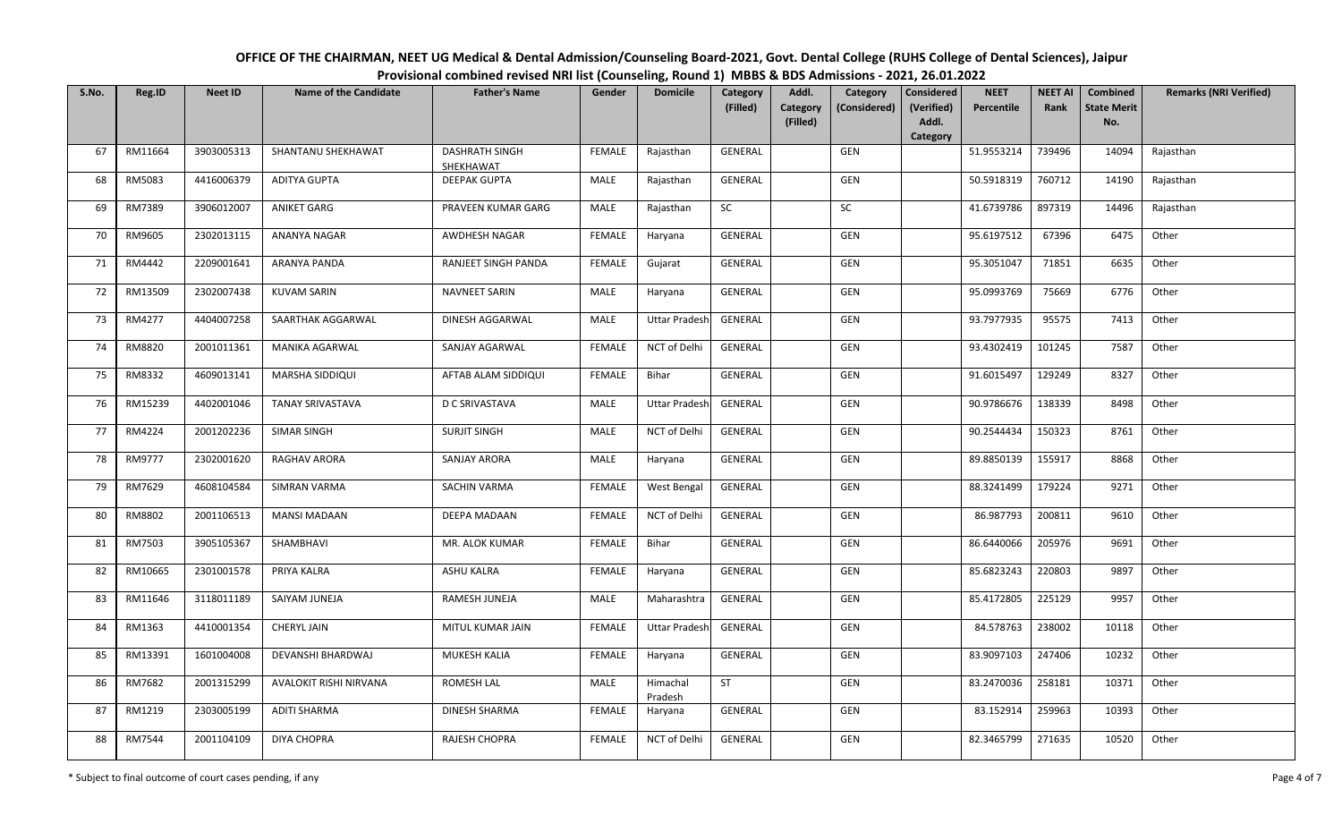**OFFICE OF THE CHAIRMAN, NEET UG Medical & Dental Admission/Counseling Board-2021, Govt. Dental College (RUHS College of Dental Sciences), Jaipur**
**Provisional combined revised NRI list (Counseling, Round 1) MBBS & BDS Admissions - 2021, 26.01.2022**

| S.No. | Reg.ID | Neet ID | Name of the Candidate | Father's Name | Gender | Domicile | Category (Filled) | Addl. Category (Filled) | Category (Considered) | Considered (Verified) Addl. Category | NEET Percentile | NEET AI Rank | Combined State Merit No. | Remarks (NRI Verified) |
|---|---|---|---|---|---|---|---|---|---|---|---|---|---|---|
| 67 | RM11664 | 3903005313 | SHANTANU SHEKHAWAT | DASHRATH SINGH SHEKHAWAT | FEMALE | Rajasthan | GENERAL | | GEN | | 51.9553214 | 739496 | 14094 | Rajasthan |
| 68 | RM5083 | 4416006379 | ADITYA GUPTA | DEEPAK GUPTA | MALE | Rajasthan | GENERAL | | GEN | | 50.5918319 | 760712 | 14190 | Rajasthan |
| 69 | RM7389 | 3906012007 | ANIKET GARG | PRAVEEN KUMAR GARG | MALE | Rajasthan | SC | | SC | | 41.6739786 | 897319 | 14496 | Rajasthan |
| 70 | RM9605 | 2302013115 | ANANYA NAGAR | AWDHESH NAGAR | FEMALE | Haryana | GENERAL | | GEN | | 95.6197512 | 67396 | 6475 | Other |
| 71 | RM4442 | 2209001641 | ARANYA PANDA | RANJEET SINGH PANDA | FEMALE | Gujarat | GENERAL | | GEN | | 95.3051047 | 71851 | 6635 | Other |
| 72 | RM13509 | 2302007438 | KUVAM SARIN | NAVNEET SARIN | MALE | Haryana | GENERAL | | GEN | | 95.0993769 | 75669 | 6776 | Other |
| 73 | RM4277 | 4404007258 | SAARTHAK AGGARWAL | DINESH AGGARWAL | MALE | Uttar Pradesh | GENERAL | | GEN | | 93.7977935 | 95575 | 7413 | Other |
| 74 | RM8820 | 2001011361 | MANIKA AGARWAL | SANJAY AGARWAL | FEMALE | NCT of Delhi | GENERAL | | GEN | | 93.4302419 | 101245 | 7587 | Other |
| 75 | RM8332 | 4609013141 | MARSHA SIDDIQUI | AFTAB ALAM SIDDIQUI | FEMALE | Bihar | GENERAL | | GEN | | 91.6015497 | 129249 | 8327 | Other |
| 76 | RM15239 | 4402001046 | TANAY SRIVASTAVA | D C SRIVASTAVA | MALE | Uttar Pradesh | GENERAL | | GEN | | 90.9786676 | 138339 | 8498 | Other |
| 77 | RM4224 | 2001202236 | SIMAR SINGH | SURJIT SINGH | MALE | NCT of Delhi | GENERAL | | GEN | | 90.2544434 | 150323 | 8761 | Other |
| 78 | RM9777 | 2302001620 | RAGHAV ARORA | SANJAY ARORA | MALE | Haryana | GENERAL | | GEN | | 89.8850139 | 155917 | 8868 | Other |
| 79 | RM7629 | 4608104584 | SIMRAN VARMA | SACHIN VARMA | FEMALE | West Bengal | GENERAL | | GEN | | 88.3241499 | 179224 | 9271 | Other |
| 80 | RM8802 | 2001106513 | MANSI MADAAN | DEEPA MADAAN | FEMALE | NCT of Delhi | GENERAL | | GEN | | 86.987793 | 200811 | 9610 | Other |
| 81 | RM7503 | 3905105367 | SHAMBHAVI | MR. ALOK KUMAR | FEMALE | Bihar | GENERAL | | GEN | | 86.6440066 | 205976 | 9691 | Other |
| 82 | RM10665 | 2301001578 | PRIYA KALRA | ASHU KALRA | FEMALE | Haryana | GENERAL | | GEN | | 85.6823243 | 220803 | 9897 | Other |
| 83 | RM11646 | 3118011189 | SAIYAM JUNEJA | RAMESH JUNEJA | MALE | Maharashtra | GENERAL | | GEN | | 85.4172805 | 225129 | 9957 | Other |
| 84 | RM1363 | 4410001354 | CHERYL JAIN | MITUL KUMAR JAIN | FEMALE | Uttar Pradesh | GENERAL | | GEN | | 84.578763 | 238002 | 10118 | Other |
| 85 | RM13391 | 1601004008 | DEVANSHI BHARDWAJ | MUKESH KALIA | FEMALE | Haryana | GENERAL | | GEN | | 83.9097103 | 247406 | 10232 | Other |
| 86 | RM7682 | 2001315299 | AVALOKIT RISHI NIRVANA | ROMESH LAL | MALE | Himachal Pradesh | ST | | GEN | | 83.2470036 | 258181 | 10371 | Other |
| 87 | RM1219 | 2303005199 | ADITI SHARMA | DINESH SHARMA | FEMALE | Haryana | GENERAL | | GEN | | 83.152914 | 259963 | 10393 | Other |
| 88 | RM7544 | 2001104109 | DIYA CHOPRA | RAJESH CHOPRA | FEMALE | NCT of Delhi | GENERAL | | GEN | | 82.3465799 | 271635 | 10520 | Other |

\* Subject to final outcome of court cases pending, if any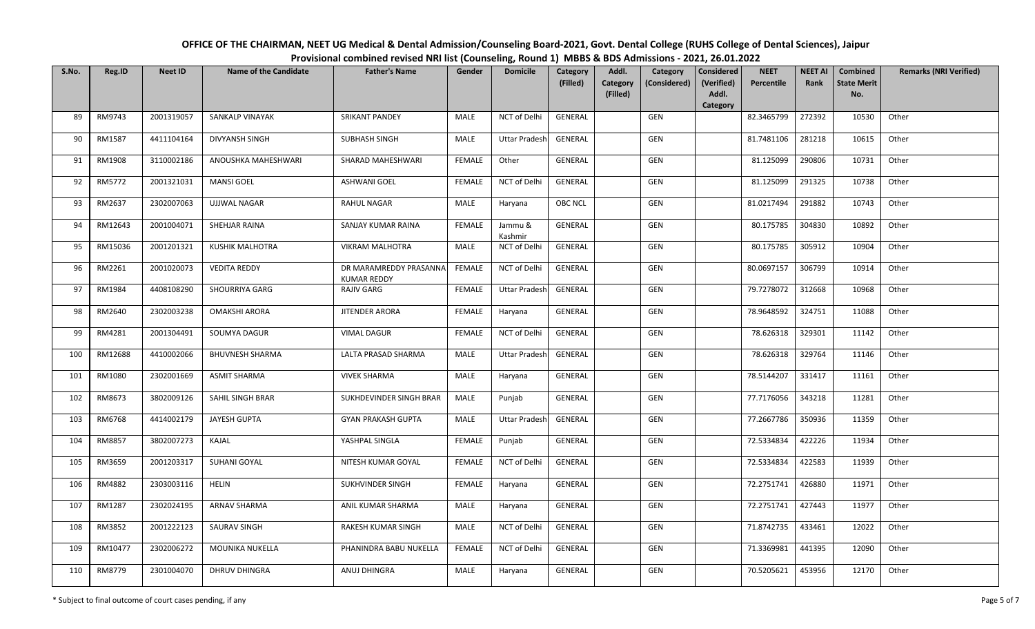**OFFICE OF THE CHAIRMAN, NEET UG Medical & Dental Admission/Counseling Board-2021, Govt. Dental College (RUHS College of Dental Sciences), Jaipur**
**Provisional combined revised NRI list (Counseling, Round 1) MBBS & BDS Admissions - 2021, 26.01.2022**

| S.No. | Reg.ID | Neet ID | Name of the Candidate | Father's Name | Gender | Domicile | Category (Filled) | Addl. Category (Filled) | Category (Considered) | Considered (Verified) Addl. Category | NEET Percentile | NEET AI Rank | Combined State Merit No. | Remarks (NRI Verified) |
|---|---|---|---|---|---|---|---|---|---|---|---|---|---|---|
| 89 | RM9743 | 2001319057 | SANKALP VINAYAK | SRIKANT PANDEY | MALE | NCT of Delhi | GENERAL | | GEN | | 82.3465799 | 272392 | 10530 | Other |
| 90 | RM1587 | 4411104164 | DIVYANSH SINGH | SUBHASH SINGH | MALE | Uttar Pradesh | GENERAL | | GEN | | 81.7481106 | 281218 | 10615 | Other |
| 91 | RM1908 | 3110002186 | ANOUSHKA MAHESHWARI | SHARAD MAHESHWARI | FEMALE | Other | GENERAL | | GEN | | 81.125099 | 290806 | 10731 | Other |
| 92 | RM5772 | 2001321031 | MANSI GOEL | ASHWANI GOEL | FEMALE | NCT of Delhi | GENERAL | | GEN | | 81.125099 | 291325 | 10738 | Other |
| 93 | RM2637 | 2302007063 | UJJWAL NAGAR | RAHUL NAGAR | MALE | Haryana | OBC NCL | | GEN | | 81.0217494 | 291882 | 10743 | Other |
| 94 | RM12643 | 2001004071 | SHEHJAR RAINA | SANJAY KUMAR RAINA | FEMALE | Jammu & Kashmir | GENERAL | | GEN | | 80.175785 | 304830 | 10892 | Other |
| 95 | RM15036 | 2001201321 | KUSHIK MALHOTRA | VIKRAM MALHOTRA | MALE | NCT of Delhi | GENERAL | | GEN | | 80.175785 | 305912 | 10904 | Other |
| 96 | RM2261 | 2001020073 | VEDITA REDDY | DR MARAMREDDY PRASANNA KUMAR REDDY | FEMALE | NCT of Delhi | GENERAL | | GEN | | 80.0697157 | 306799 | 10914 | Other |
| 97 | RM1984 | 4408108290 | SHOURRIYA GARG | RAJIV GARG | FEMALE | Uttar Pradesh | GENERAL | | GEN | | 79.7278072 | 312668 | 10968 | Other |
| 98 | RM2640 | 2302003238 | OMAKSHI ARORA | JITENDER ARORA | FEMALE | Haryana | GENERAL | | GEN | | 78.9648592 | 324751 | 11088 | Other |
| 99 | RM4281 | 2001304491 | SOUMYA DAGUR | VIMAL DAGUR | FEMALE | NCT of Delhi | GENERAL | | GEN | | 78.626318 | 329301 | 11142 | Other |
| 100 | RM12688 | 4410002066 | BHUVNESH SHARMA | LALTA PRASAD SHARMA | MALE | Uttar Pradesh | GENERAL | | GEN | | 78.626318 | 329764 | 11146 | Other |
| 101 | RM1080 | 2302001669 | ASMIT SHARMA | VIVEK SHARMA | MALE | Haryana | GENERAL | | GEN | | 78.5144207 | 331417 | 11161 | Other |
| 102 | RM8673 | 3802009126 | SAHIL SINGH BRAR | SUKHDEVINDER SINGH BRAR | MALE | Punjab | GENERAL | | GEN | | 77.7176056 | 343218 | 11281 | Other |
| 103 | RM6768 | 4414002179 | JAYESH GUPTA | GYAN PRAKASH GUPTA | MALE | Uttar Pradesh | GENERAL | | GEN | | 77.2667786 | 350936 | 11359 | Other |
| 104 | RM8857 | 3802007273 | KAJAL | YASHPAL SINGLA | FEMALE | Punjab | GENERAL | | GEN | | 72.5334834 | 422226 | 11934 | Other |
| 105 | RM3659 | 2001203317 | SUHANI GOYAL | NITESH KUMAR GOYAL | FEMALE | NCT of Delhi | GENERAL | | GEN | | 72.5334834 | 422583 | 11939 | Other |
| 106 | RM4882 | 2303003116 | HELIN | SUKHVINDER SINGH | FEMALE | Haryana | GENERAL | | GEN | | 72.2751741 | 426880 | 11971 | Other |
| 107 | RM1287 | 2302024195 | ARNAV SHARMA | ANIL KUMAR SHARMA | MALE | Haryana | GENERAL | | GEN | | 72.2751741 | 427443 | 11977 | Other |
| 108 | RM3852 | 2001222123 | SAURAV SINGH | RAKESH KUMAR SINGH | MALE | NCT of Delhi | GENERAL | | GEN | | 71.8742735 | 433461 | 12022 | Other |
| 109 | RM10477 | 2302006272 | MOUNIKA NUKELLA | PHANINDRA BABU NUKELLA | FEMALE | NCT of Delhi | GENERAL | | GEN | | 71.3369981 | 441395 | 12090 | Other |
| 110 | RM8779 | 2301004070 | DHRUV DHINGRA | ANUJ DHINGRA | MALE | Haryana | GENERAL | | GEN | | 70.5205621 | 453956 | 12170 | Other |

\* Subject to final outcome of court cases pending, if any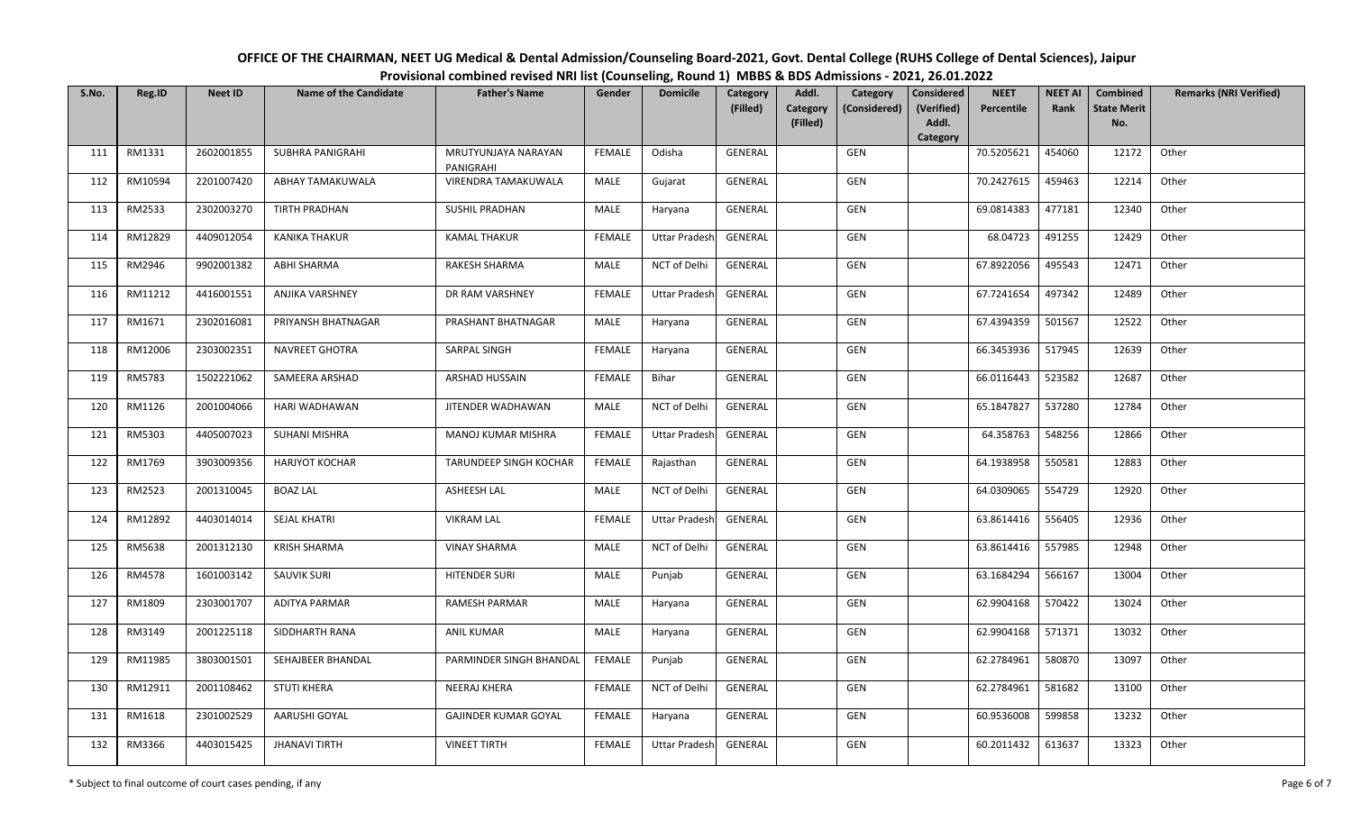**OFFICE OF THE CHAIRMAN, NEET UG Medical & Dental Admission/Counseling Board-2021, Govt. Dental College (RUHS College of Dental Sciences), Jaipur**
**Provisional combined revised NRI list (Counseling, Round 1) MBBS & BDS Admissions - 2021, 26.01.2022**

| S.No. | Reg.ID | Neet ID | Name of the Candidate | Father's Name | Gender | Domicile | Category (Filled) | Addl. Category (Filled) | Category (Considered) | Considered (Verified) Addl. Category | NEET Percentile | NEET AI Rank | Combined State Merit No. | Remarks (NRI Verified) |
|---|---|---|---|---|---|---|---|---|---|---|---|---|---|---|
| 111 | RM1331 | 2602001855 | SUBHRA PANIGRAHI | MRUTYUNJAYA NARAYAN PANIGRAHI | FEMALE | Odisha | GENERAL | | GEN | | 70.5205621 | 454060 | 12172 | Other |
| 112 | RM10594 | 2201007420 | ABHAY TAMAKUWALA | VIRENDRA TAMAKUWALA | MALE | Gujarat | GENERAL | | GEN | | 70.2427615 | 459463 | 12214 | Other |
| 113 | RM2533 | 2302003270 | TIRTH PRADHAN | SUSHIL PRADHAN | MALE | Haryana | GENERAL | | GEN | | 69.0814383 | 477181 | 12340 | Other |
| 114 | RM12829 | 4409012054 | KANIKA THAKUR | KAMAL THAKUR | FEMALE | Uttar Pradesh | GENERAL | | GEN | | 68.04723 | 491255 | 12429 | Other |
| 115 | RM2946 | 9902001382 | ABHI SHARMA | RAKESH SHARMA | MALE | NCT of Delhi | GENERAL | | GEN | | 67.8922056 | 495543 | 12471 | Other |
| 116 | RM11212 | 4416001551 | ANJIKA VARSHNEY | DR RAM VARSHNEY | FEMALE | Uttar Pradesh | GENERAL | | GEN | | 67.7241654 | 497342 | 12489 | Other |
| 117 | RM1671 | 2302016081 | PRIYANSH BHATNAGAR | PRASHANT BHATNAGAR | MALE | Haryana | GENERAL | | GEN | | 67.4394359 | 501567 | 12522 | Other |
| 118 | RM12006 | 2303002351 | NAVREET GHOTRA | SARPAL SINGH | FEMALE | Haryana | GENERAL | | GEN | | 66.3453936 | 517945 | 12639 | Other |
| 119 | RM5783 | 1502221062 | SAMEERA ARSHAD | ARSHAD HUSSAIN | FEMALE | Bihar | GENERAL | | GEN | | 66.0116443 | 523582 | 12687 | Other |
| 120 | RM1126 | 2001004066 | HARI WADHAWAN | JITENDER WADHAWAN | MALE | NCT of Delhi | GENERAL | | GEN | | 65.1847827 | 537280 | 12784 | Other |
| 121 | RM5303 | 4405007023 | SUHANI MISHRA | MANOJ KUMAR MISHRA | FEMALE | Uttar Pradesh | GENERAL | | GEN | | 64.358763 | 548256 | 12866 | Other |
| 122 | RM1769 | 3903009356 | HARJYOT KOCHAR | TARUNDEEP SINGH KOCHAR | FEMALE | Rajasthan | GENERAL | | GEN | | 64.1938958 | 550581 | 12883 | Other |
| 123 | RM2523 | 2001310045 | BOAZ LAL | ASHEESH LAL | MALE | NCT of Delhi | GENERAL | | GEN | | 64.0309065 | 554729 | 12920 | Other |
| 124 | RM12892 | 4403014014 | SEJAL KHATRI | VIKRAM LAL | FEMALE | Uttar Pradesh | GENERAL | | GEN | | 63.8614416 | 556405 | 12936 | Other |
| 125 | RM5638 | 2001312130 | KRISH SHARMA | VINAY SHARMA | MALE | NCT of Delhi | GENERAL | | GEN | | 63.8614416 | 557985 | 12948 | Other |
| 126 | RM4578 | 1601003142 | SAUVIK SURI | HITENDER SURI | MALE | Punjab | GENERAL | | GEN | | 63.1684294 | 566167 | 13004 | Other |
| 127 | RM1809 | 2303001707 | ADITYA PARMAR | RAMESH PARMAR | MALE | Haryana | GENERAL | | GEN | | 62.9904168 | 570422 | 13024 | Other |
| 128 | RM3149 | 2001225118 | SIDDHARTH RANA | ANIL KUMAR | MALE | Haryana | GENERAL | | GEN | | 62.9904168 | 571371 | 13032 | Other |
| 129 | RM11985 | 3803001501 | SEHAJBEER BHANDAL | PARMINDER SINGH BHANDAL | FEMALE | Punjab | GENERAL | | GEN | | 62.2784961 | 580870 | 13097 | Other |
| 130 | RM12911 | 2001108462 | STUTI KHERA | NEERAJ KHERA | FEMALE | NCT of Delhi | GENERAL | | GEN | | 62.2784961 | 581682 | 13100 | Other |
| 131 | RM1618 | 2301002529 | AARUSHI GOYAL | GAJINDER KUMAR GOYAL | FEMALE | Haryana | GENERAL | | GEN | | 60.9536008 | 599858 | 13232 | Other |
| 132 | RM3366 | 4403015425 | JHANAVI TIRTH | VINEET TIRTH | FEMALE | Uttar Pradesh | GENERAL | | GEN | | 60.2011432 | 613637 | 13323 | Other |

\* Subject to final outcome of court cases pending, if any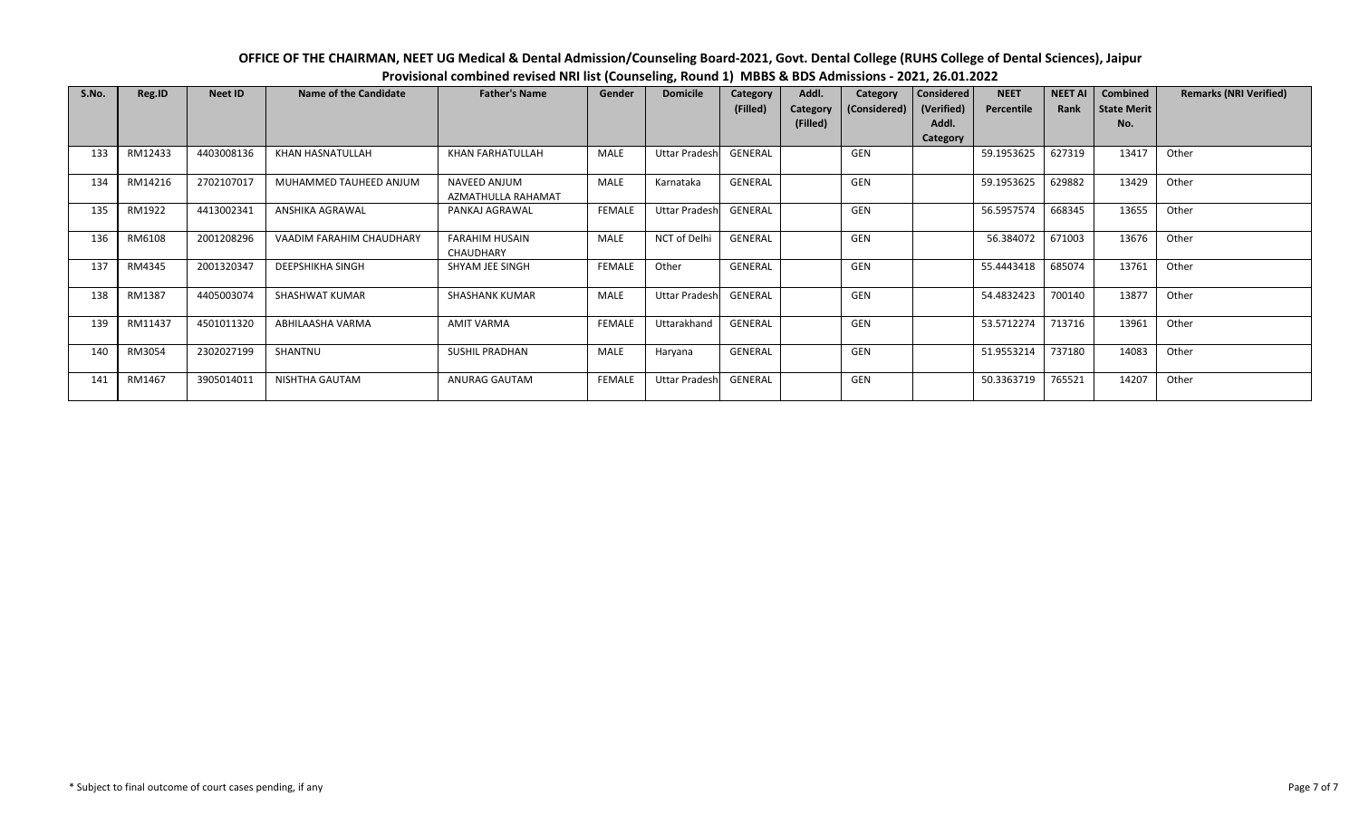**OFFICE OF THE CHAIRMAN, NEET UG Medical & Dental Admission/Counseling Board-2021, Govt. Dental College (RUHS College of Dental Sciences), Jaipur**

**Provisional combined revised NRI list (Counseling, Round 1) MBBS & BDS Admissions - 2021, 26.01.2022**

| S.No. | Reg.ID | Neet ID | Name of the Candidate | Father's Name | Gender | Domicile | Category (Filled) | Addl. Category (Filled) | Category (Considered) | Considered (Verified) Addl. Category | NEET Percentile | NEET AI Rank | Combined State Merit No. | Remarks (NRI Verified) |
|---|---|---|---|---|---|---|---|---|---|---|---|---|---|---|
| 133 | RM12433 | 4403008136 | KHAN HASNATULLAH | KHAN FARHATULLAH | MALE | Uttar Pradesh | GENERAL | | GEN | | 59.1953625 | 627319 | 13417 | Other |
| 134 | RM14216 | 2702107017 | MUHAMMED TAUHEED ANJUM | NAVEED ANJUM AZMATHULLA RAHAMAT | MALE | Karnataka | GENERAL | | GEN | | 59.1953625 | 629882 | 13429 | Other |
| 135 | RM1922 | 4413002341 | ANSHIKA AGRAWAL | PANKAJ AGRAWAL | FEMALE | Uttar Pradesh | GENERAL | | GEN | | 56.5957574 | 668345 | 13655 | Other |
| 136 | RM6108 | 2001208296 | VAADIM FARAHIM CHAUDHARY | FARAHIM HUSAIN CHAUDHARY | MALE | NCT of Delhi | GENERAL | | GEN | | 56.384072 | 671003 | 13676 | Other |
| 137 | RM4345 | 2001320347 | DEEPSHIKHA SINGH | SHYAM JEE SINGH | FEMALE | Other | GENERAL | | GEN | | 55.4443418 | 685074 | 13761 | Other |
| 138 | RM1387 | 4405003074 | SHASHWAT KUMAR | SHASHANK KUMAR | MALE | Uttar Pradesh | GENERAL | | GEN | | 54.4832423 | 700140 | 13877 | Other |
| 139 | RM11437 | 4501011320 | ABHILAASHA VARMA | AMIT VARMA | FEMALE | Uttarakhand | GENERAL | | GEN | | 53.5712274 | 713716 | 13961 | Other |
| 140 | RM3054 | 2302027199 | SHANTNU | SUSHIL PRADHAN | MALE | Haryana | GENERAL | | GEN | | 51.9553214 | 737180 | 14083 | Other |
| 141 | RM1467 | 3905014011 | NISHTHA GAUTAM | ANURAG GAUTAM | FEMALE | Uttar Pradesh | GENERAL | | GEN | | 50.3363719 | 765521 | 14207 | Other |

\* Subject to final outcome of court cases pending, if any